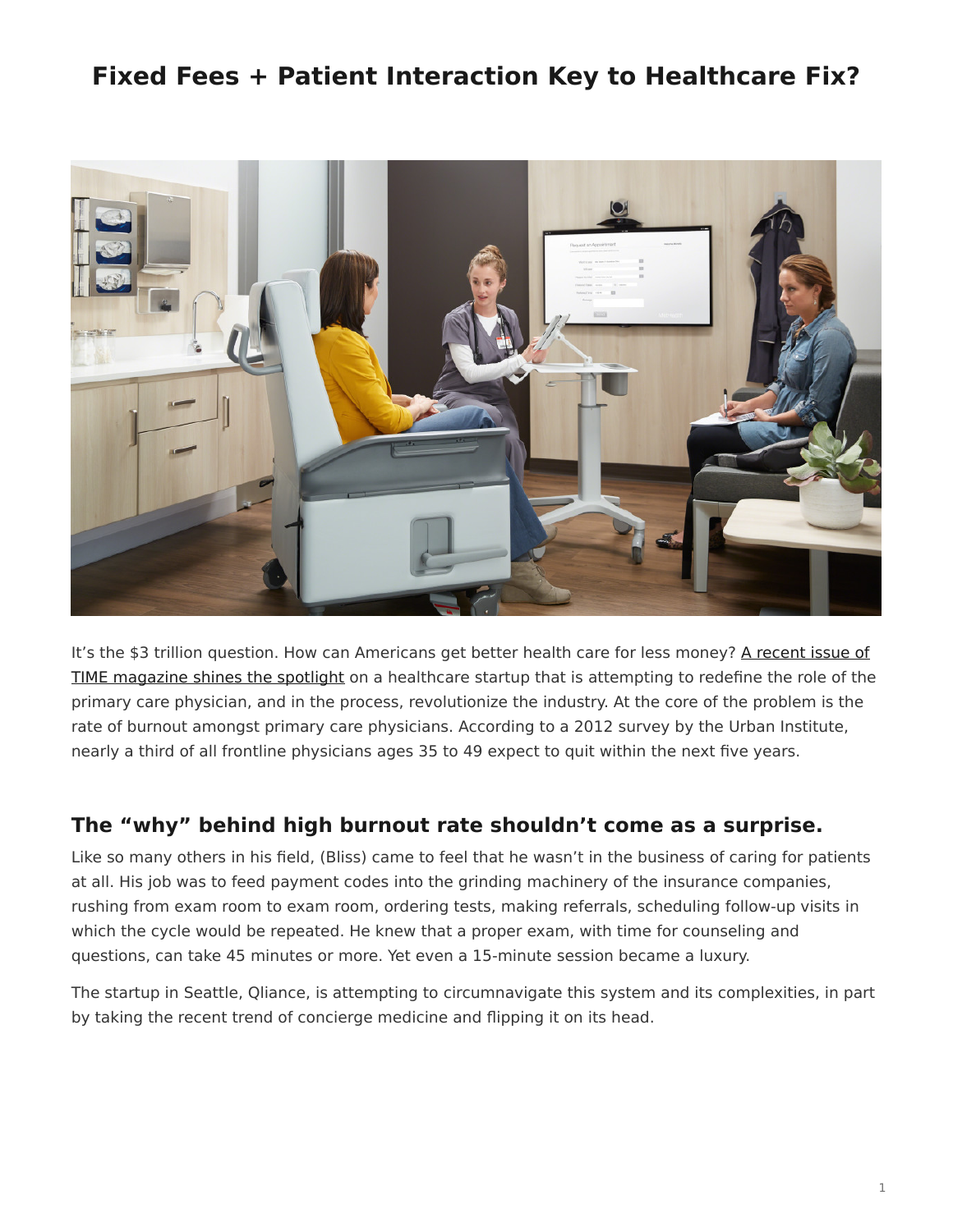# Fixed Fees + Patient Interaction Key to Healthcare Fix?

It's the $3 trillion question. How can Americans get better health care for less money? A recent issue of TIME magazine shines the spotlight on a healthcare startup that is attempting to redefine the role of the primary care physician, and in the process, revolutionize the industry. At the core of the problem is the rate of burnout amongst primary care physicians. According to a 2012 survey by the Urban Institute, nearly a third of all frontline physicians ages 35 to 49 expect to quit within the next five years.

## The "why" behind high burnout rate shouldn't come as a surprise.

Like so many others in his field, (Bliss) came to feel that he wasn't in the business of caring for patients at all. His job was to feed payment codes into the grinding machinery of the insurance companies, rushing from exam room to exam room, ordering tests, making referrals, scheduling follow-up visits in which the cycle would be repeated. He knew that a proper exam, with time for counseling and questions, can take 45 minutes or more. Yet even a 15-minute session became a luxury.

The startup in Seattle, Qliance, is attempting to circumnavigate this system and its complexities, in part by taking the recent trend of concierge medicine and flipping it on its head.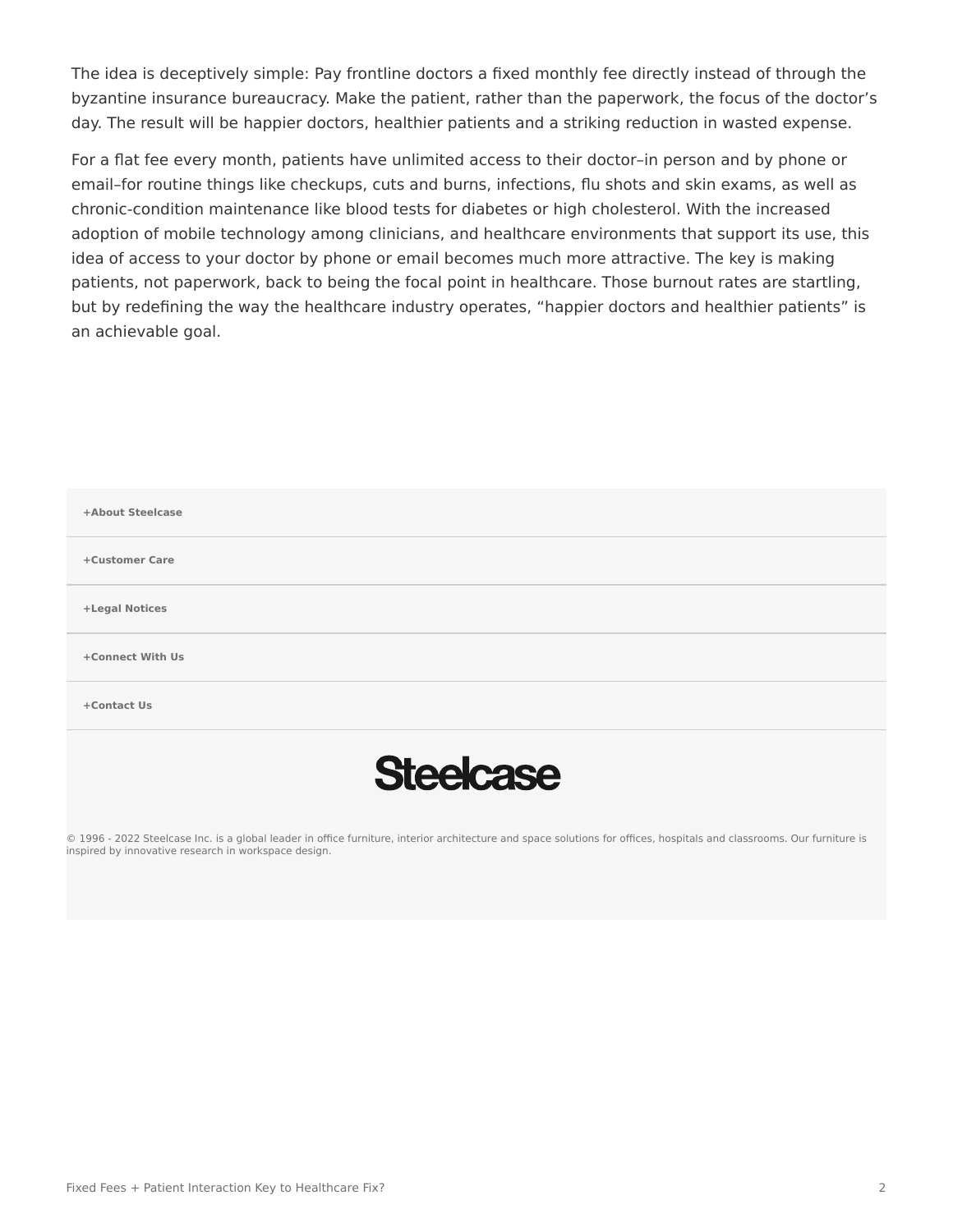The idea is deceptively simple: Pay frontline doctors a fixed monthly fee directly instead of through the byzantine insurance bureaucracy. Make the patient, rather than the paperwork, the focus of the doctor's day. The result will be happier doctors, healthier patients and a striking reduction in wasted expense.

For a flat fee every month, patients have unlimited access to their doctor–in person and by phone or email–for routine things like checkups, cuts and burns, infections, flu shots and skin exams, as well as chronic-condition maintenance like blood tests for diabetes or high cholesterol. With the increased adoption of mobile technology among clinicians, and healthcare environments that support its use, this idea of access to your doctor by phone or email becomes much more attractive. The key is making patients, not paperwork, back to being the focal point in healthcare. Those burnout rates are startling, but by redefining the way the healthcare industry operates, "happier doctors and healthier patients" is an achievable goal.

**+About Steelcase**

**+Customer Care**

**+Legal Notices**

**+Connect With Us**

**+Contact Us**

Steelcase

© 1996 - 2022 Steelcase Inc. is a global leader in office furniture, interior architecture and space solutions for offices, hospitals and classrooms. Our furniture is inspired by innovative research in workspace design.